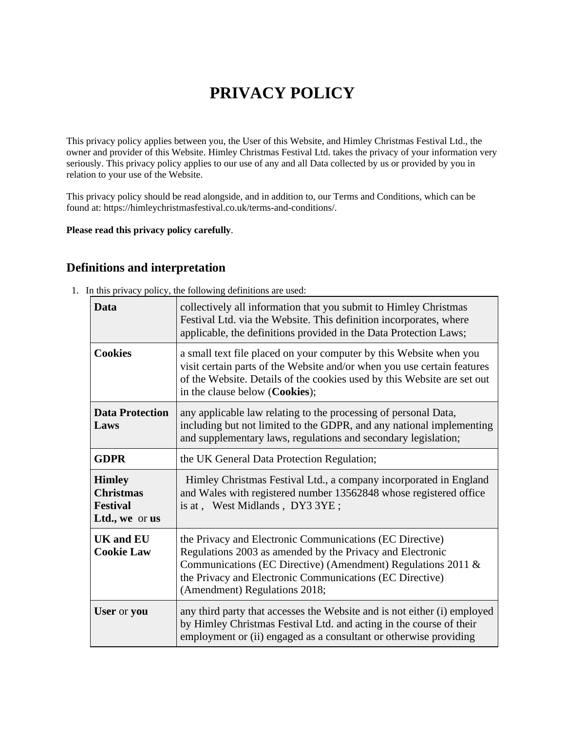# PRIVACY POLICY

This privacy policy applies between you, the User of this Website, and Himley Christmas Festival Ltd., the owner and provider of this Website. Himley Christmas Festival Ltd. takes the privacy of your information very seriously. This privacy policy applies to our use of any and all Data collected by us or provided by you in relation to your use of the Website.

This privacy policy should be read alongside, and in addition to, our Terms and Conditions, which can be found at: https://himleychristmasfestival.co.uk/terms-and-conditions/.

**Please read this privacy policy carefully**.

## Definitions and interpretation

1. In this privacy policy, the following definitions are used:

| | |
|---|---|
| **Data** | collectively all information that you submit to Himley Christmas Festival Ltd. via the Website. This definition incorporates, where applicable, the definitions provided in the Data Protection Laws; |
| **Cookies** | a small text file placed on your computer by this Website when you visit certain parts of the Website and/or when you use certain features of the Website. Details of the cookies used by this Website are set out in the clause below (**Cookies**); |
| **Data Protection Laws** | any applicable law relating to the processing of personal Data, including but not limited to the GDPR, and any national implementing and supplementary laws, regulations and secondary legislation; |
| **GDPR** | the UK General Data Protection Regulation; |
| **Himley Christmas Festival Ltd., we** or **us** | Himley Christmas Festival Ltd., a company incorporated in England and Wales with registered number 13562848 whose registered office is at , West Midlands , DY3 3YE ; |
| **UK and EU Cookie Law** | the Privacy and Electronic Communications (EC Directive) Regulations 2003 as amended by the Privacy and Electronic Communications (EC Directive) (Amendment) Regulations 2011 & the Privacy and Electronic Communications (EC Directive) (Amendment) Regulations 2018; |
| **User** or **you** | any third party that accesses the Website and is not either (i) employed by Himley Christmas Festival Ltd. and acting in the course of their employment or (ii) engaged as a consultant or otherwise providing |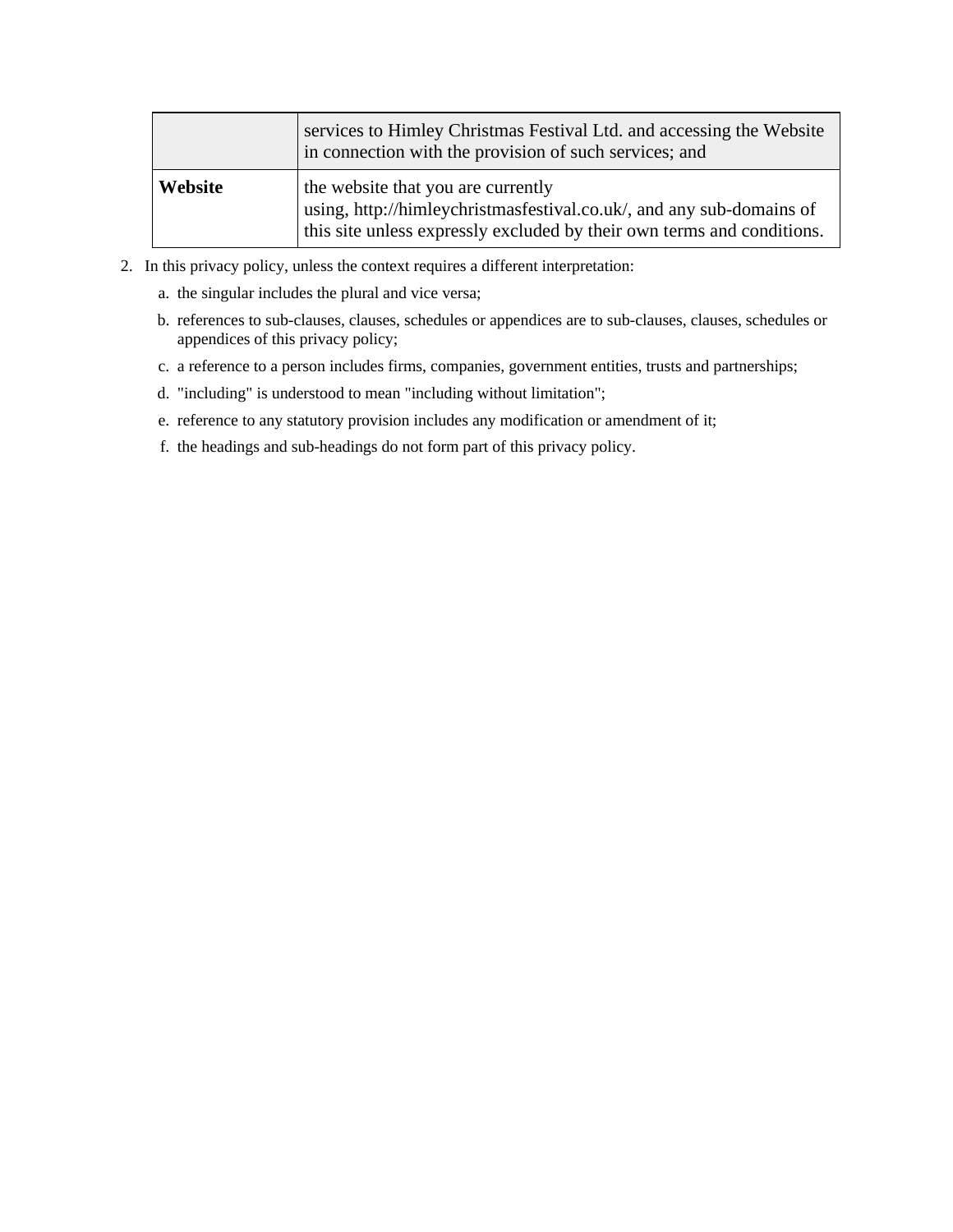| | |
|---|---|
| | services to Himley Christmas Festival Ltd. and accessing the Website in connection with the provision of such services; and |
| **Website** | the website that you are currently using, http://himleychristmasfestival.co.uk/, and any sub-domains of this site unless expressly excluded by their own terms and conditions. |

2. In this privacy policy, unless the context requires a different interpretation:
   a. the singular includes the plural and vice versa;
   b. references to sub-clauses, clauses, schedules or appendices are to sub-clauses, clauses, schedules or appendices of this privacy policy;
   c. a reference to a person includes firms, companies, government entities, trusts and partnerships;
   d. "including" is understood to mean "including without limitation";
   e. reference to any statutory provision includes any modification or amendment of it;
   f. the headings and sub-headings do not form part of this privacy policy.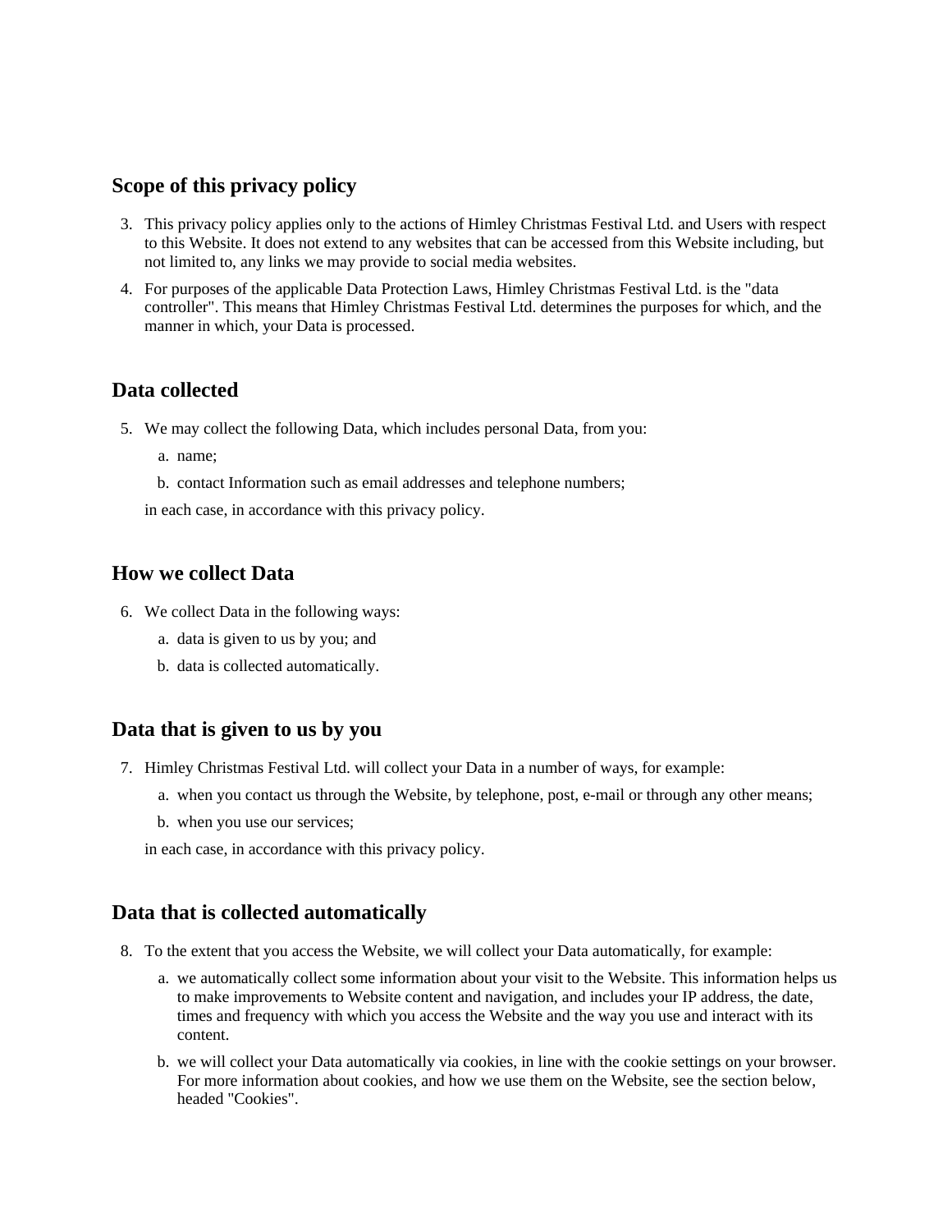## Scope of this privacy policy

3. This privacy policy applies only to the actions of Himley Christmas Festival Ltd. and Users with respect to this Website. It does not extend to any websites that can be accessed from this Website including, but not limited to, any links we may provide to social media websites.
4. For purposes of the applicable Data Protection Laws, Himley Christmas Festival Ltd. is the "data controller". This means that Himley Christmas Festival Ltd. determines the purposes for which, and the manner in which, your Data is processed.

## Data collected

5. We may collect the following Data, which includes personal Data, from you:
   a. name;
   b. contact Information such as email addresses and telephone numbers;

   in each case, in accordance with this privacy policy.

## How we collect Data

6. We collect Data in the following ways:
   a. data is given to us by you; and
   b. data is collected automatically.

## Data that is given to us by you

7. Himley Christmas Festival Ltd. will collect your Data in a number of ways, for example:
   a. when you contact us through the Website, by telephone, post, e-mail or through any other means;
   b. when you use our services;

   in each case, in accordance with this privacy policy.

## Data that is collected automatically

8. To the extent that you access the Website, we will collect your Data automatically, for example:
   a. we automatically collect some information about your visit to the Website. This information helps us to make improvements to Website content and navigation, and includes your IP address, the date, times and frequency with which you access the Website and the way you use and interact with its content.
   b. we will collect your Data automatically via cookies, in line with the cookie settings on your browser. For more information about cookies, and how we use them on the Website, see the section below, headed "Cookies".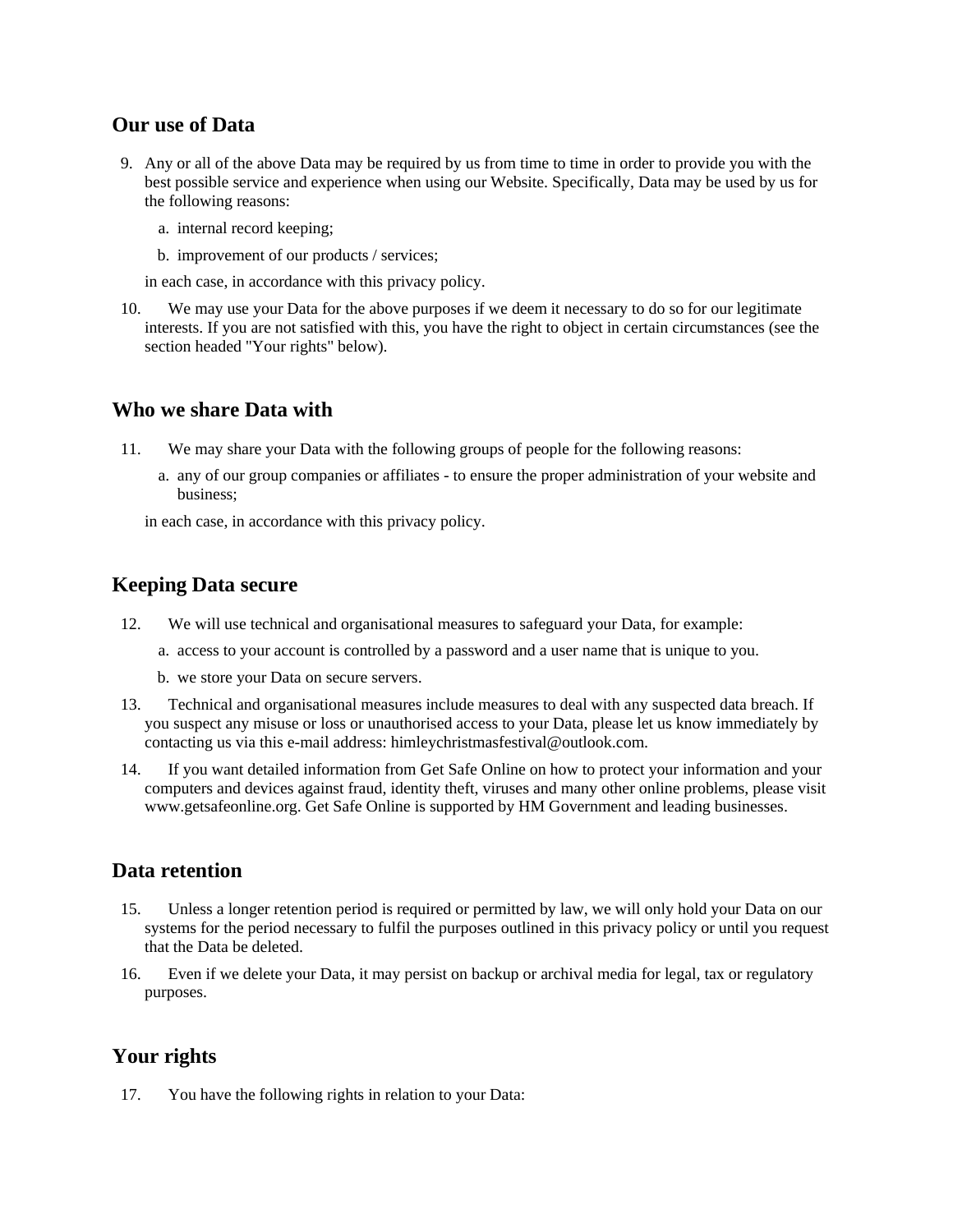## Our use of Data

9. Any or all of the above Data may be required by us from time to time in order to provide you with the best possible service and experience when using our Website. Specifically, Data may be used by us for the following reasons:

    a. internal record keeping;

    b. improvement of our products / services;

    in each case, in accordance with this privacy policy.

10. We may use your Data for the above purposes if we deem it necessary to do so for our legitimate interests. If you are not satisfied with this, you have the right to object in certain circumstances (see the section headed "Your rights" below).

## Who we share Data with

11. We may share your Data with the following groups of people for the following reasons:

    a. any of our group companies or affiliates - to ensure the proper administration of your website and business;

    in each case, in accordance with this privacy policy.

## Keeping Data secure

12. We will use technical and organisational measures to safeguard your Data, for example:

    a. access to your account is controlled by a password and a user name that is unique to you.

    b. we store your Data on secure servers.

13. Technical and organisational measures include measures to deal with any suspected data breach. If you suspect any misuse or loss or unauthorised access to your Data, please let us know immediately by contacting us via this e-mail address: himleychristmasfestival@outlook.com.

14. If you want detailed information from Get Safe Online on how to protect your information and your computers and devices against fraud, identity theft, viruses and many other online problems, please visit www.getsafeonline.org. Get Safe Online is supported by HM Government and leading businesses.

## Data retention

15. Unless a longer retention period is required or permitted by law, we will only hold your Data on our systems for the period necessary to fulfil the purposes outlined in this privacy policy or until you request that the Data be deleted.

16. Even if we delete your Data, it may persist on backup or archival media for legal, tax or regulatory purposes.

## Your rights

17. You have the following rights in relation to your Data: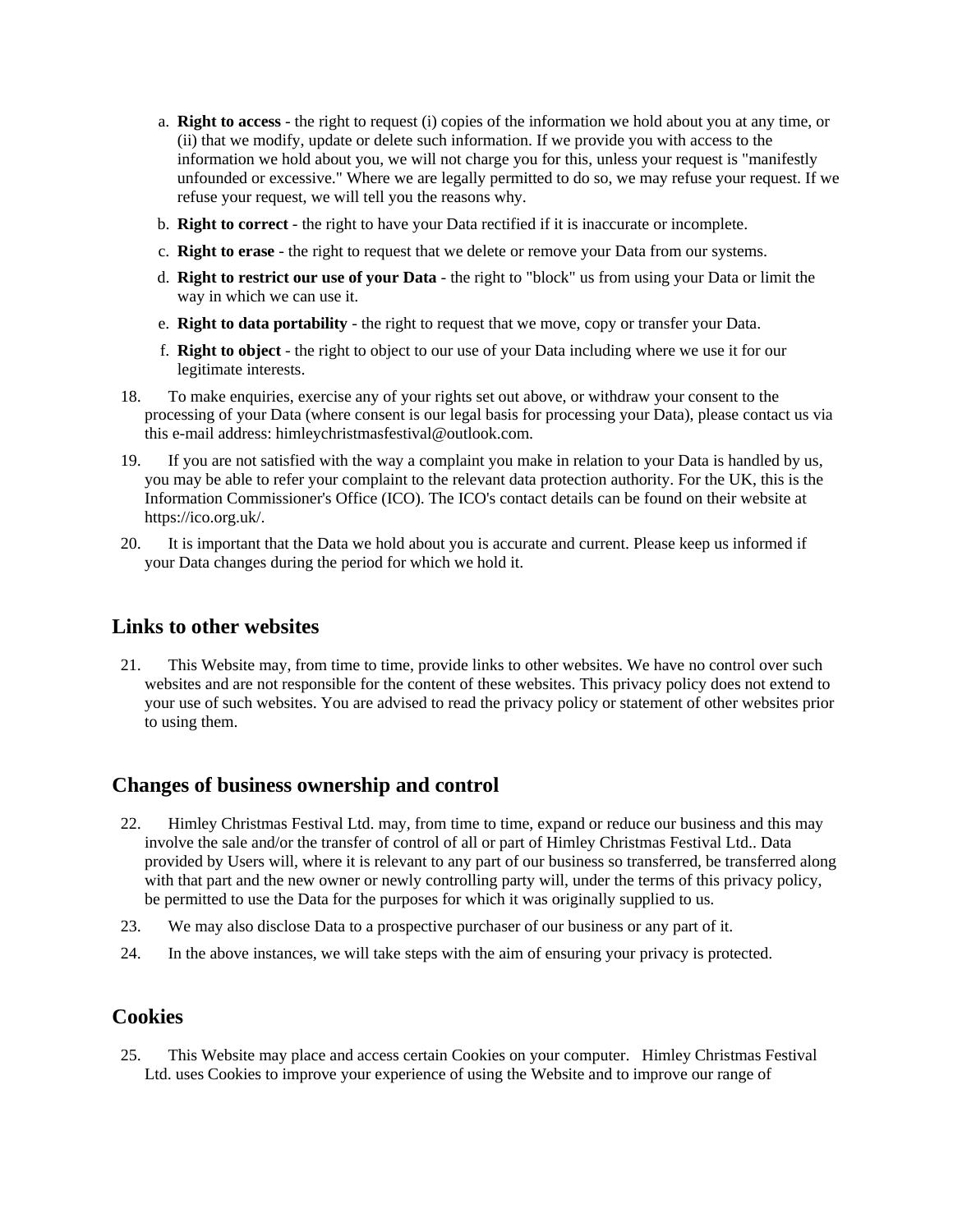a. **Right to access** - the right to request (i) copies of the information we hold about you at any time, or (ii) that we modify, update or delete such information. If we provide you with access to the information we hold about you, we will not charge you for this, unless your request is "manifestly unfounded or excessive." Where we are legally permitted to do so, we may refuse your request. If we refuse your request, we will tell you the reasons why.
b. **Right to correct** - the right to have your Data rectified if it is inaccurate or incomplete.
c. **Right to erase** - the right to request that we delete or remove your Data from our systems.
d. **Right to restrict our use of your Data** - the right to "block" us from using your Data or limit the way in which we can use it.
e. **Right to data portability** - the right to request that we move, copy or transfer your Data.
f. **Right to object** - the right to object to our use of your Data including where we use it for our legitimate interests.

18. To make enquiries, exercise any of your rights set out above, or withdraw your consent to the processing of your Data (where consent is our legal basis for processing your Data), please contact us via this e-mail address: himleychristmasfestival@outlook.com.
19. If you are not satisfied with the way a complaint you make in relation to your Data is handled by us, you may be able to refer your complaint to the relevant data protection authority. For the UK, this is the Information Commissioner's Office (ICO). The ICO's contact details can be found on their website at https://ico.org.uk/.
20. It is important that the Data we hold about you is accurate and current. Please keep us informed if your Data changes during the period for which we hold it.

## Links to other websites

21. This Website may, from time to time, provide links to other websites. We have no control over such websites and are not responsible for the content of these websites. This privacy policy does not extend to your use of such websites. You are advised to read the privacy policy or statement of other websites prior to using them.

## Changes of business ownership and control

22. Himley Christmas Festival Ltd. may, from time to time, expand or reduce our business and this may involve the sale and/or the transfer of control of all or part of Himley Christmas Festival Ltd.. Data provided by Users will, where it is relevant to any part of our business so transferred, be transferred along with that part and the new owner or newly controlling party will, under the terms of this privacy policy, be permitted to use the Data for the purposes for which it was originally supplied to us.
23. We may also disclose Data to a prospective purchaser of our business or any part of it.
24. In the above instances, we will take steps with the aim of ensuring your privacy is protected.

## Cookies

25. This Website may place and access certain Cookies on your computer. Himley Christmas Festival Ltd. uses Cookies to improve your experience of using the Website and to improve our range of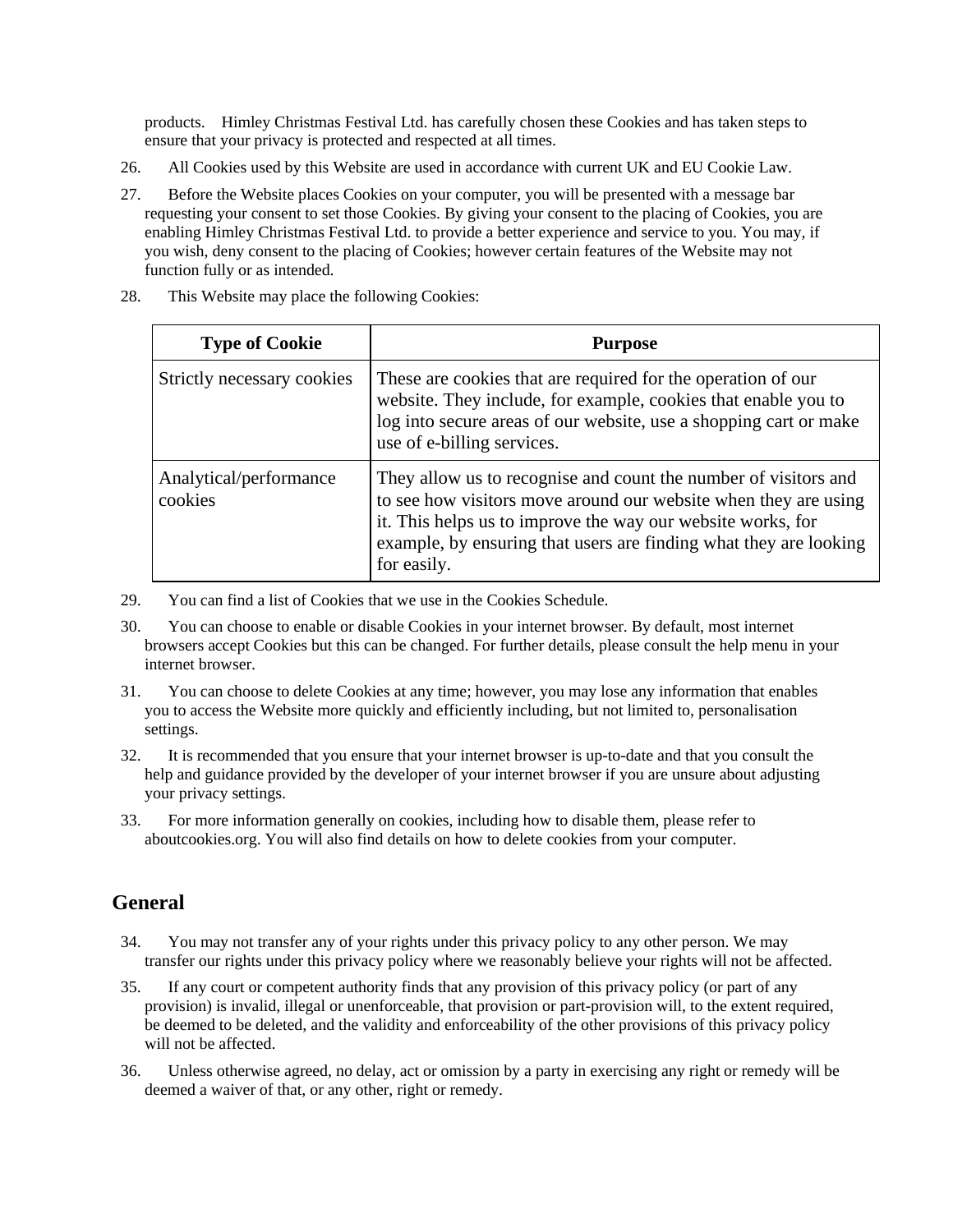products. Himley Christmas Festival Ltd. has carefully chosen these Cookies and has taken steps to ensure that your privacy is protected and respected at all times.

26. All Cookies used by this Website are used in accordance with current UK and EU Cookie Law.

27. Before the Website places Cookies on your computer, you will be presented with a message bar requesting your consent to set those Cookies. By giving your consent to the placing of Cookies, you are enabling Himley Christmas Festival Ltd. to provide a better experience and service to you. You may, if you wish, deny consent to the placing of Cookies; however certain features of the Website may not function fully or as intended.

28. This Website may place the following Cookies:

| Type of Cookie | Purpose |
| --- | --- |
| Strictly necessary cookies | These are cookies that are required for the operation of our website. They include, for example, cookies that enable you to log into secure areas of our website, use a shopping cart or make use of e-billing services. |
| Analytical/performance cookies | They allow us to recognise and count the number of visitors and to see how visitors move around our website when they are using it. This helps us to improve the way our website works, for example, by ensuring that users are finding what they are looking for easily. |

29. You can find a list of Cookies that we use in the Cookies Schedule.

30. You can choose to enable or disable Cookies in your internet browser. By default, most internet browsers accept Cookies but this can be changed. For further details, please consult the help menu in your internet browser.

31. You can choose to delete Cookies at any time; however, you may lose any information that enables you to access the Website more quickly and efficiently including, but not limited to, personalisation settings.

32. It is recommended that you ensure that your internet browser is up-to-date and that you consult the help and guidance provided by the developer of your internet browser if you are unsure about adjusting your privacy settings.

33. For more information generally on cookies, including how to disable them, please refer to aboutcookies.org. You will also find details on how to delete cookies from your computer.

## General

34. You may not transfer any of your rights under this privacy policy to any other person. We may transfer our rights under this privacy policy where we reasonably believe your rights will not be affected.

35. If any court or competent authority finds that any provision of this privacy policy (or part of any provision) is invalid, illegal or unenforceable, that provision or part-provision will, to the extent required, be deemed to be deleted, and the validity and enforceability of the other provisions of this privacy policy will not be affected.

36. Unless otherwise agreed, no delay, act or omission by a party in exercising any right or remedy will be deemed a waiver of that, or any other, right or remedy.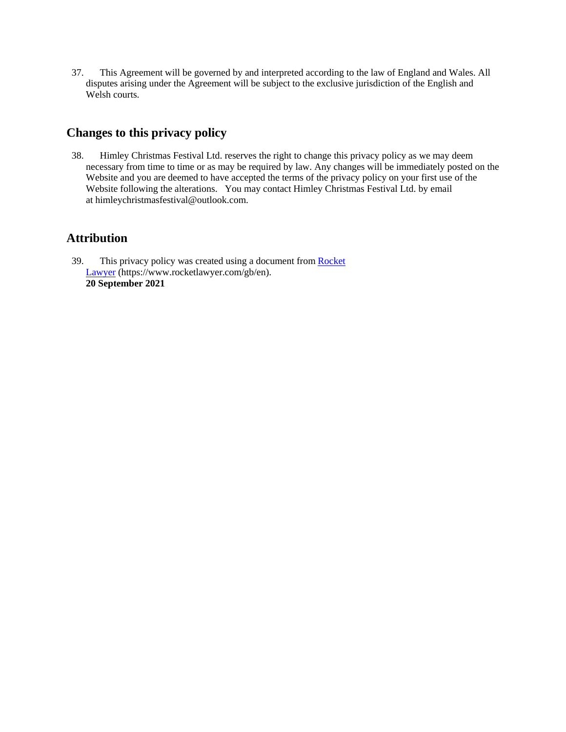37. This Agreement will be governed by and interpreted according to the law of England and Wales. All disputes arising under the Agreement will be subject to the exclusive jurisdiction of the English and Welsh courts.

## Changes to this privacy policy

38. Himley Christmas Festival Ltd. reserves the right to change this privacy policy as we may deem necessary from time to time or as may be required by law. Any changes will be immediately posted on the Website and you are deemed to have accepted the terms of the privacy policy on your first use of the Website following the alterations. You may contact Himley Christmas Festival Ltd. by email at himleychristmasfestival@outlook.com.

## Attribution

39. This privacy policy was created using a document from [Rocket Lawyer](https://www.rocketlawyer.com/gb/en) (https://www.rocketlawyer.com/gb/en).
**20 September 2021**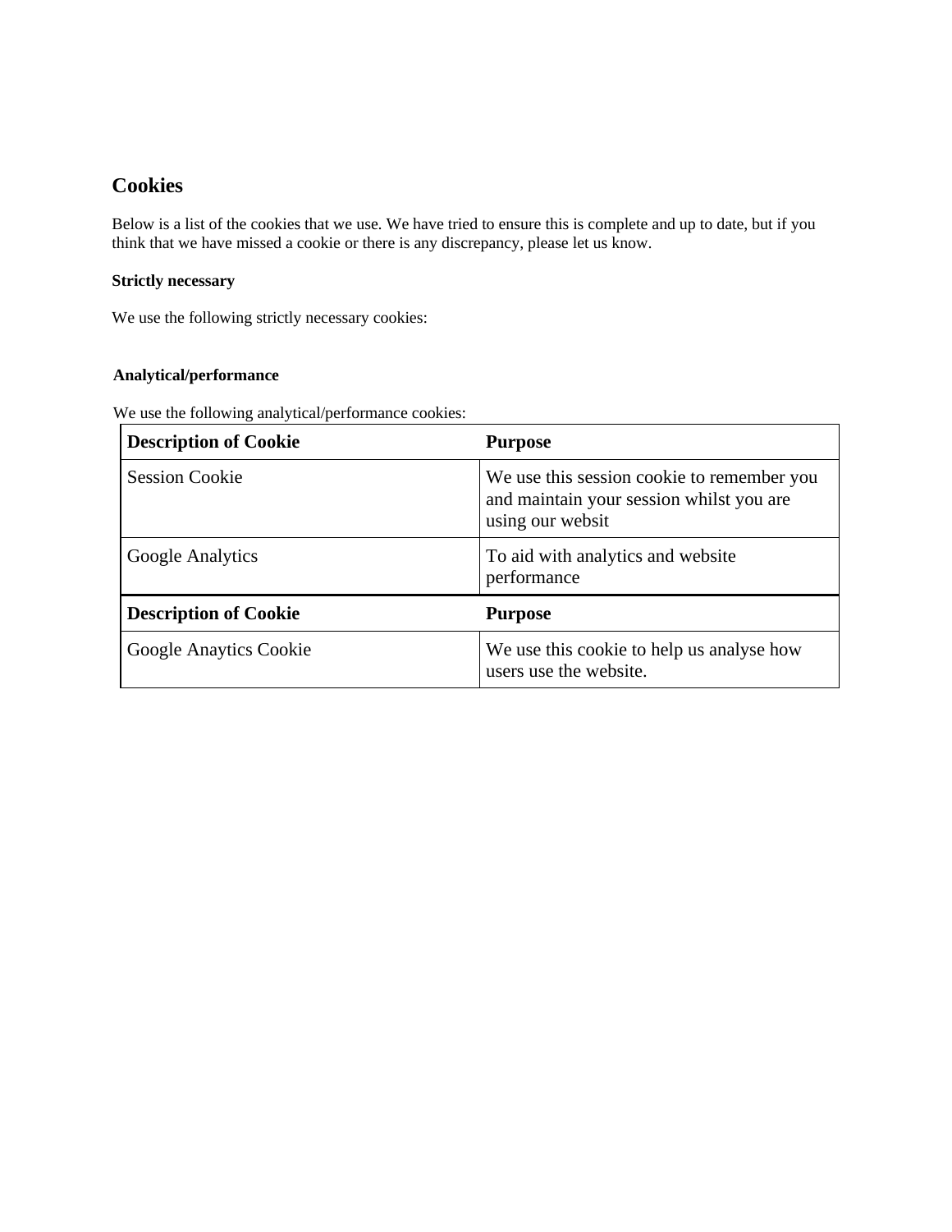## Cookies

Below is a list of the cookies that we use. We have tried to ensure this is complete and up to date, but if you think that we have missed a cookie or there is any discrepancy, please let us know.

**Strictly necessary**

We use the following strictly necessary cookies:

**Analytical/performance**

We use the following analytical/performance cookies:

| Description of Cookie | Purpose |
|---|---|
| Session Cookie | We use this session cookie to remember you and maintain your session whilst you are using our websit |
| Google Analytics | To aid with analytics and website performance |

| Description of Cookie | Purpose |
|---|---|
| Google Anaytics Cookie | We use this cookie to help us analyse how users use the website. |